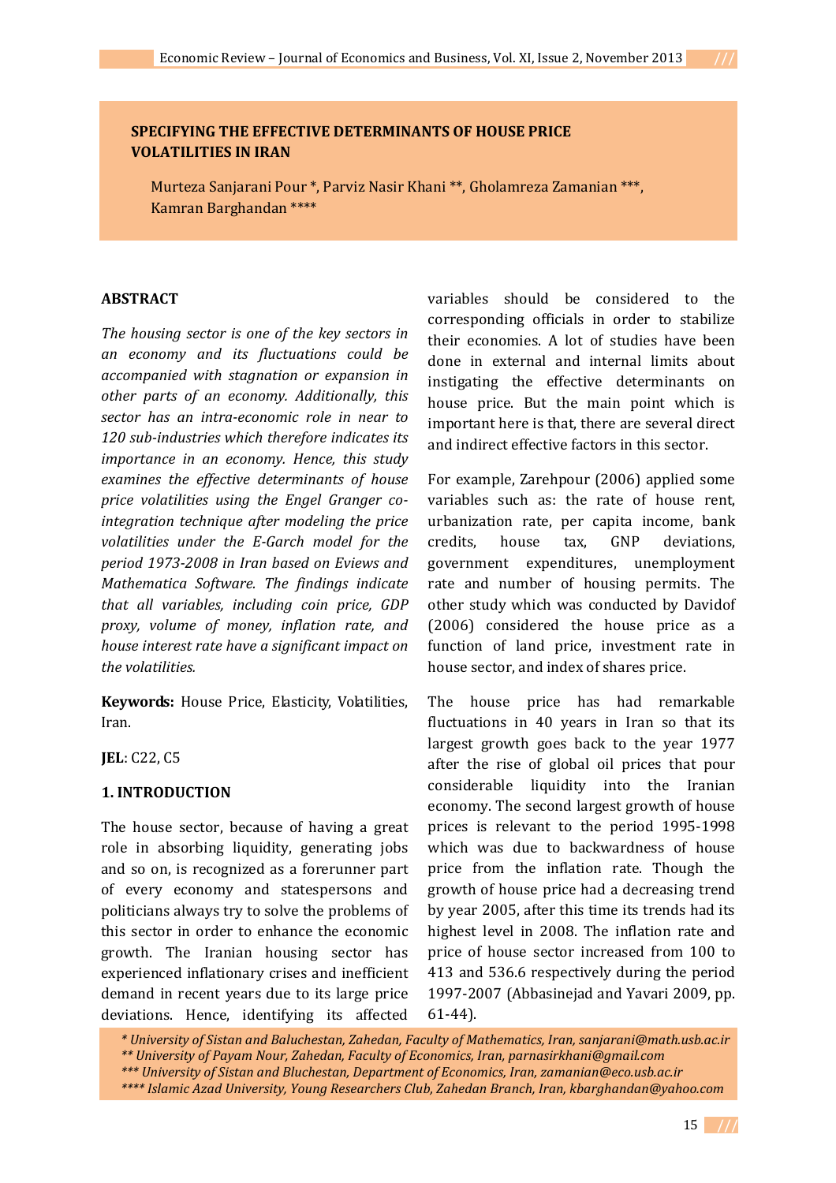# SPECIFYING THE EFFECTIVE DETERMINANTS OF HOUSE PRICE VOLATILITIES IN IRAN

Murteza Sanjarani Pour *, Parviz Nasir Khani **, Gholamreza Zamanian ***, Kamran Barghandan ****

## ABSTRACT

*The housing sector is one of the key sectors in an economy and its fluctuations could be accompanied with stagnation or expansion in other parts of an economy. Additionally, this sector has an intra-economic role in near to 120 sub-industries which therefore indicates its importance in an economy. Hence, this study examines the effective determinants of house price volatilities using the Engel Granger co-integration technique after modeling the price volatilities under the E-Garch model for the period 1973-2008 in Iran based on Eviews and Mathematica Software. The findings indicate that all variables, including coin price, GDP proxy, volume of money, inflation rate, and house interest rate have a significant impact on the volatilities.*

**Keywords:** House Price, Elasticity, Volatilities, Iran.

**JEL**: C22, C5

## 1. INTRODUCTION

The house sector, because of having a great role in absorbing liquidity, generating jobs and so on, is recognized as a forerunner part of every economy and statespersons and politicians always try to solve the problems of this sector in order to enhance the economic growth. The Iranian housing sector has experienced inflationary crises and inefficient demand in recent years due to its large price deviations. Hence, identifying its affected variables should be considered to the corresponding officials in order to stabilize their economies. A lot of studies have been done in external and internal limits about instigating the effective determinants on house price. But the main point which is important here is that, there are several direct and indirect effective factors in this sector.

For example, Zarehpour (2006) applied some variables such as: the rate of house rent, urbanization rate, per capita income, bank credits, house tax, GNP deviations, government expenditures, unemployment rate and number of housing permits. The other study which was conducted by Davidof (2006) considered the house price as a function of land price, investment rate in house sector, and index of shares price.

The house price has had remarkable fluctuations in 40 years in Iran so that its largest growth goes back to the year 1977 after the rise of global oil prices that pour considerable liquidity into the Iranian economy. The second largest growth of house prices is relevant to the period 1995-1998 which was due to backwardness of house price from the inflation rate. Though the growth of house price had a decreasing trend by year 2005, after this time its trends had its highest level in 2008. The inflation rate and price of house sector increased from 100 to 413 and 536.6 respectively during the period 1997-2007 (Abbasinejad and Yavari 2009, pp. 61-44).

---

*\* University of Sistan and Baluchestan, Zahedan, Faculty of Mathematics, Iran, sanjarani@math.usb.ac.ir*
*\*\* University of Payam Nour, Zahedan, Faculty of Economics, Iran, parnasirkhani@gmail.com*
*\*\*\* University of Sistan and Bluchestan, Department of Economics, Iran, zamanian@eco.usb.ac.ir*
*\*\*\*\* Islamic Azad University, Young Researchers Club, Zahedan Branch, Iran, kbarghandan@yahoo.com*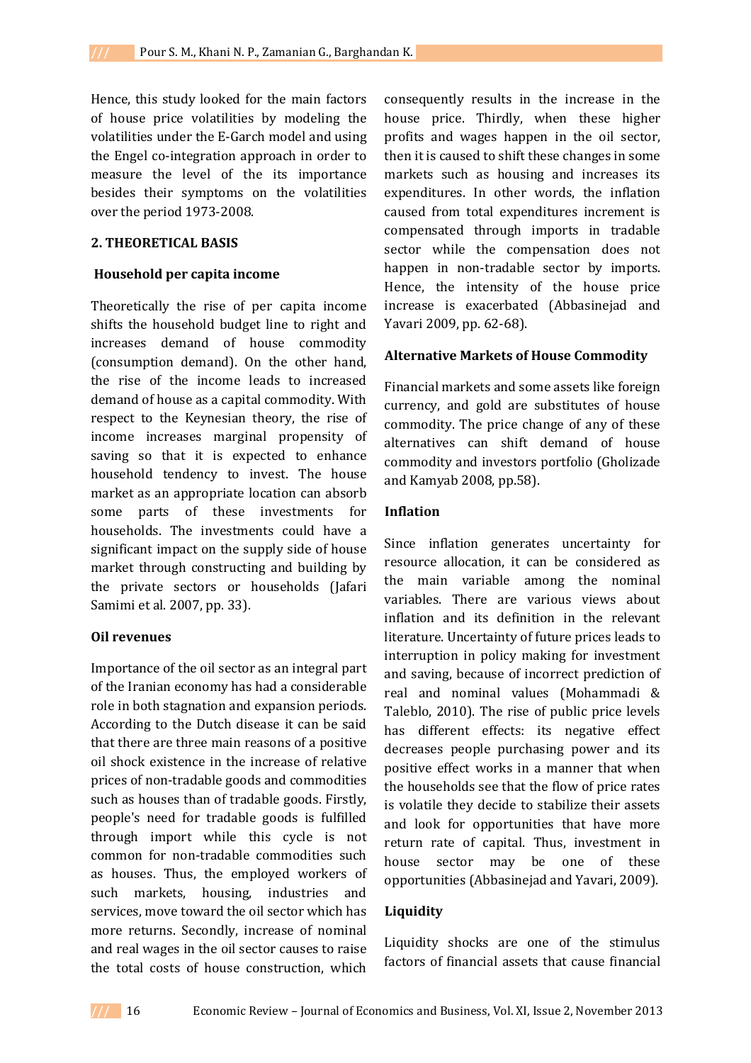Hence, this study looked for the main factors of house price volatilities by modeling the volatilities under the E-Garch model and using the Engel co-integration approach in order to measure the level of the its importance besides their symptoms on the volatilities over the period 1973-2008.

## 2. THEORETICAL BASIS

### Household per capita income

Theoretically the rise of per capita income shifts the household budget line to right and increases demand of house commodity (consumption demand). On the other hand, the rise of the income leads to increased demand of house as a capital commodity. With respect to the Keynesian theory, the rise of income increases marginal propensity of saving so that it is expected to enhance household tendency to invest. The house market as an appropriate location can absorb some parts of these investments for households. The investments could have a significant impact on the supply side of house market through constructing and building by the private sectors or households (Jafari Samimi et al. 2007, pp. 33).

### Oil revenues

Importance of the oil sector as an integral part of the Iranian economy has had a considerable role in both stagnation and expansion periods. According to the Dutch disease it can be said that there are three main reasons of a positive oil shock existence in the increase of relative prices of non-tradable goods and commodities such as houses than of tradable goods. Firstly, people's need for tradable goods is fulfilled through import while this cycle is not common for non-tradable commodities such as houses. Thus, the employed workers of such markets, housing, industries and services, move toward the oil sector which has more returns. Secondly, increase of nominal and real wages in the oil sector causes to raise the total costs of house construction, which consequently results in the increase in the house price. Thirdly, when these higher profits and wages happen in the oil sector, then it is caused to shift these changes in some markets such as housing and increases its expenditures. In other words, the inflation caused from total expenditures increment is compensated through imports in tradable sector while the compensation does not happen in non-tradable sector by imports. Hence, the intensity of the house price increase is exacerbated (Abbasinejad and Yavari 2009, pp. 62-68).

### Alternative Markets of House Commodity

Financial markets and some assets like foreign currency, and gold are substitutes of house commodity. The price change of any of these alternatives can shift demand of house commodity and investors portfolio (Gholizade and Kamyab 2008, pp.58).

### Inflation

Since inflation generates uncertainty for resource allocation, it can be considered as the main variable among the nominal variables. There are various views about inflation and its definition in the relevant literature. Uncertainty of future prices leads to interruption in policy making for investment and saving, because of incorrect prediction of real and nominal values (Mohammadi & Taleblo, 2010). The rise of public price levels has different effects: its negative effect decreases people purchasing power and its positive effect works in a manner that when the households see that the flow of price rates is volatile they decide to stabilize their assets and look for opportunities that have more return rate of capital. Thus, investment in house sector may be one of these opportunities (Abbasinejad and Yavari, 2009).

### Liquidity

Liquidity shocks are one of the stimulus factors of financial assets that cause financial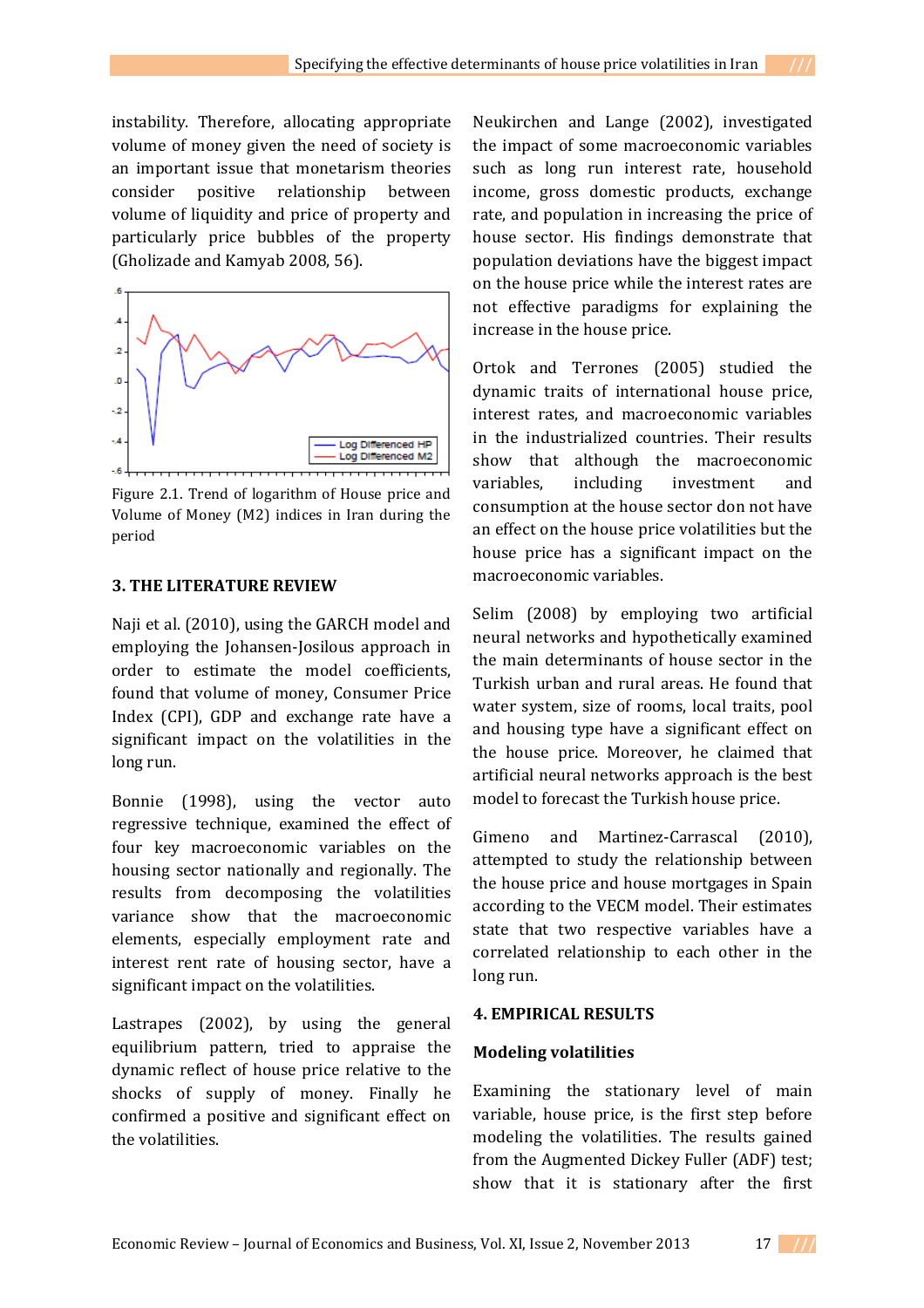instability. Therefore, allocating appropriate volume of money given the need of society is an important issue that monetarism theories consider positive relationship between volume of liquidity and price of property and particularly price bubbles of the property (Gholizade and Kamyab 2008, 56).

Figure 2.1. Trend of logarithm of House price and Volume of Money (M2) indices in Iran during the period

## 3. THE LITERATURE REVIEW

Naji et al. (2010), using the GARCH model and employing the Johansen-Josilous approach in order to estimate the model coefficients, found that volume of money, Consumer Price Index (CPI), GDP and exchange rate have a significant impact on the volatilities in the long run.

Bonnie (1998), using the vector auto regressive technique, examined the effect of four key macroeconomic variables on the housing sector nationally and regionally. The results from decomposing the volatilities variance show that the macroeconomic elements, especially employment rate and interest rent rate of housing sector, have a significant impact on the volatilities.

Lastrapes (2002), by using the general equilibrium pattern, tried to appraise the dynamic reflect of house price relative to the shocks of supply of money. Finally he confirmed a positive and significant effect on the volatilities.

Neukirchen and Lange (2002), investigated the impact of some macroeconomic variables such as long run interest rate, household income, gross domestic products, exchange rate, and population in increasing the price of house sector. His findings demonstrate that population deviations have the biggest impact on the house price while the interest rates are not effective paradigms for explaining the increase in the house price.

Ortok and Terrones (2005) studied the dynamic traits of international house price, interest rates, and macroeconomic variables in the industrialized countries. Their results show that although the macroeconomic variables, including investment and consumption at the house sector don not have an effect on the house price volatilities but the house price has a significant impact on the macroeconomic variables.

Selim (2008) by employing two artificial neural networks and hypothetically examined the main determinants of house sector in the Turkish urban and rural areas. He found that water system, size of rooms, local traits, pool and housing type have a significant effect on the house price. Moreover, he claimed that artificial neural networks approach is the best model to forecast the Turkish house price.

Gimeno and Martinez-Carrascal (2010), attempted to study the relationship between the house price and house mortgages in Spain according to the VECM model. Their estimates state that two respective variables have a correlated relationship to each other in the long run.

## 4. EMPIRICAL RESULTS

### Modeling volatilities

Examining the stationary level of main variable, house price, is the first step before modeling the volatilities. The results gained from the Augmented Dickey Fuller (ADF) test; show that it is stationary after the first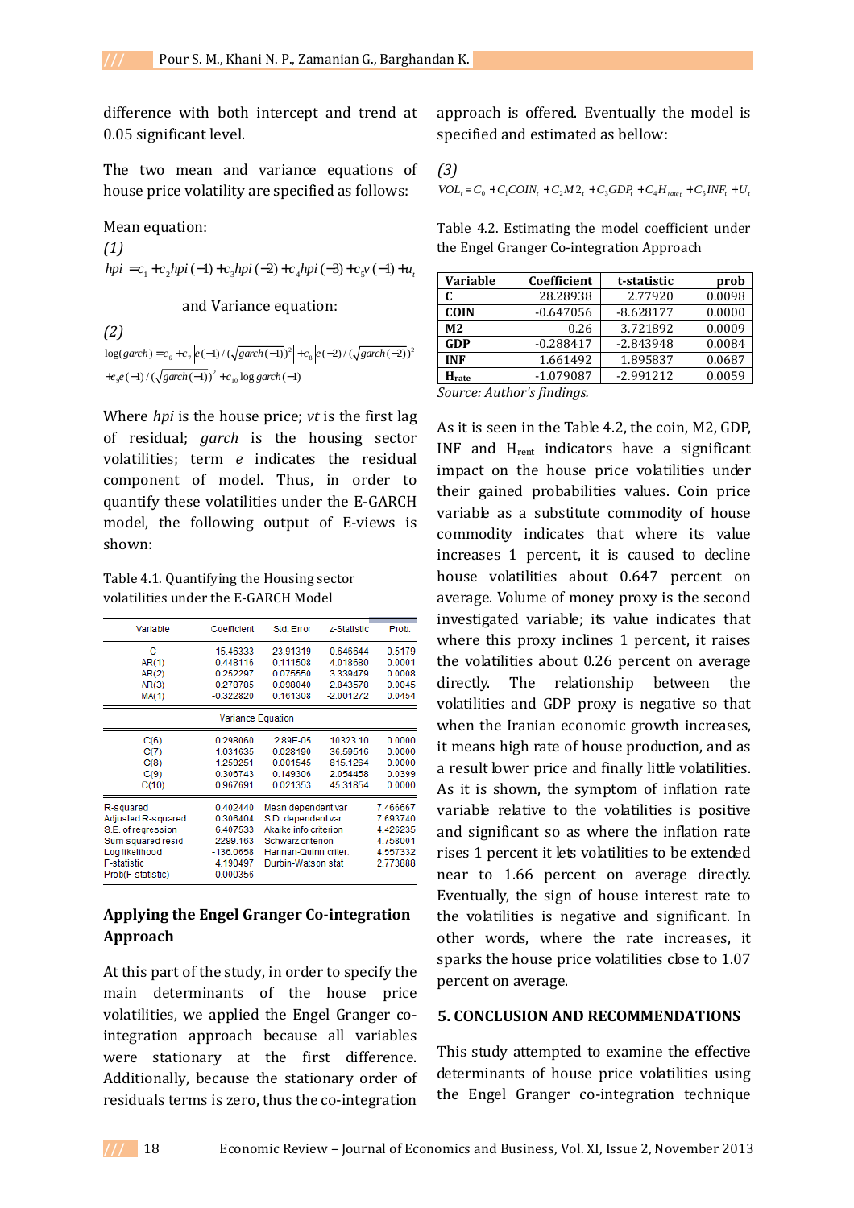difference with both intercept and trend at 0.05 significant level.

The two mean and variance equations of house price volatility are specified as follows:

Mean equation:

*(1)*

$$hpi = c_1 + c_2 hpi(-1) + c_3 hpi(-2) + c_4 hpi(-3) + c_5 v(-1) + u_t$$

and Variance equation:

*(2)*

$$\log(garch) = c_6 + c_7 \left| e(-1) / (\sqrt{garch(-1)})^2 \right| + c_8 \left| e(-2) / (\sqrt{garch(-2)})^2 \right|$$
$$+ c_9 e(-1) / (\sqrt{garch(-1)})^2 + c_{10} \log garch(-1)$$

Where *hpi* is the house price; *vt* is the first lag of residual; *garch* is the housing sector volatilities; term *e* indicates the residual component of model. Thus, in order to quantify these volatilities under the E-GARCH model, the following output of E-views is shown:

Table 4.1. Quantifying the Housing sector volatilities under the E-GARCH Model

| Variable | Coefficient | Std. Error | z-Statistic | Prob. |
|---|---|---|---|---|
| C | 15.46333 | 23.91319 | 0.646644 | 0.5179 |
| AR(1) | 0.448116 | 0.111508 | 4.018680 | 0.0001 |
| AR(2) | 0.252297 | 0.075550 | 3.339479 | 0.0008 |
| AR(3) | 0.278785 | 0.098040 | 2.843578 | 0.0045 |
| MA(1) | -0.322820 | 0.161308 | -2.001272 | 0.0454 |
| Variance Equation | | | | |
| C(6) | 0.298060 | 2.89E-05 | 10323.10 | 0.0000 |
| C(7) | 1.031635 | 0.028190 | 36.59516 | 0.0000 |
| C(8) | -1.259251 | 0.001545 | -815.1264 | 0.0000 |
| C(9) | 0.306743 | 0.149306 | 2.054458 | 0.0399 |
| C(10) | 0.967691 | 0.021353 | 45.31854 | 0.0000 |

| | | | |
|---|---|---|---|
| R-squared | 0.402440 | Mean dependent var | 7.466667 |
| Adjusted R-squared | 0.306404 | S.D. dependent var | 7.693740 |
| S.E. of regression | 6.407533 | Akaike info criterion | 4.426235 |
| Sum squared resid | 2299.163 | Schwarz criterion | 4.758001 |
| Log likelihood | -136.0658 | Hannan-Quinn criter. | 4.557332 |
| F-statistic | 4.190497 | Durbin-Watson stat | 2.773888 |
| Prob(F-statistic) | 0.000356 | | |

## Applying the Engel Granger Co-integration Approach

At this part of the study, in order to specify the main determinants of the house price volatilities, we applied the Engel Granger co-integration approach because all variables were stationary at the first difference. Additionally, because the stationary order of residuals terms is zero, thus the co-integration approach is offered. Eventually the model is specified and estimated as bellow:

*(3)*

$$VOL_t = C_0 + C_1 COIN_t + C_2 M2_t + C_3 GDP_t + C_4 H_{rate_t} + C_5 INF_t + U_t$$

Table 4.2. Estimating the model coefficient under the Engel Granger Co-integration Approach

| Variable | Coefficient | t-statistic | prob |
|---|---|---|---|
| C | 28.28938 | 2.77920 | 0.0098 |
| COIN | -0.647056 | -8.628177 | 0.0000 |
| M2 | 0.26 | 3.721892 | 0.0009 |
| GDP | -0.288417 | -2.843948 | 0.0084 |
| INF | 1.661492 | 1.895837 | 0.0687 |
| $H_{rate}$ | -1.079087 | -2.991212 | 0.0059 |

*Source: Author's findings.*

As it is seen in the Table 4.2, the coin, M2, GDP, INF and $H_{rent}$ indicators have a significant impact on the house price volatilities under their gained probabilities values. Coin price variable as a substitute commodity of house commodity indicates that where its value increases 1 percent, it is caused to decline house volatilities about 0.647 percent on average. Volume of money proxy is the second investigated variable; its value indicates that where this proxy inclines 1 percent, it raises the volatilities about 0.26 percent on average directly. The relationship between the volatilities and GDP proxy is negative so that when the Iranian economic growth increases, it means high rate of house production, and as a result lower price and finally little volatilities. As it is shown, the symptom of inflation rate variable relative to the volatilities is positive and significant so as where the inflation rate rises 1 percent it lets volatilities to be extended near to 1.66 percent on average directly. Eventually, the sign of house interest rate to the volatilities is negative and significant. In other words, where the rate increases, it sparks the house price volatilities close to 1.07 percent on average.

## 5. CONCLUSION AND RECOMMENDATIONS

This study attempted to examine the effective determinants of house price volatilities using the Engel Granger co-integration technique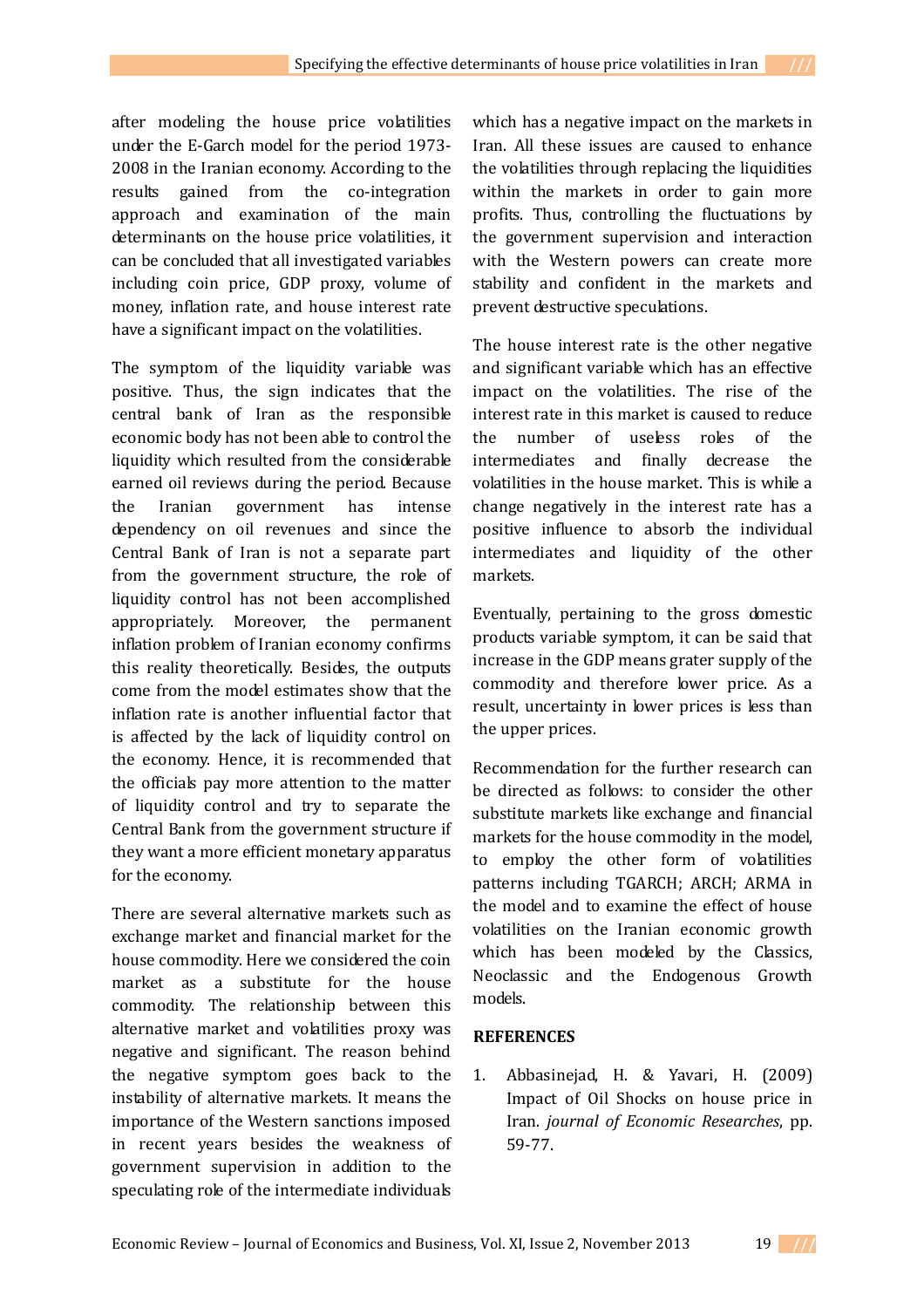after modeling the house price volatilities under the E-Garch model for the period 1973-2008 in the Iranian economy. According to the results gained from the co-integration approach and examination of the main determinants on the house price volatilities, it can be concluded that all investigated variables including coin price, GDP proxy, volume of money, inflation rate, and house interest rate have a significant impact on the volatilities.

The symptom of the liquidity variable was positive. Thus, the sign indicates that the central bank of Iran as the responsible economic body has not been able to control the liquidity which resulted from the considerable earned oil reviews during the period. Because the Iranian government has intense dependency on oil revenues and since the Central Bank of Iran is not a separate part from the government structure, the role of liquidity control has not been accomplished appropriately. Moreover, the permanent inflation problem of Iranian economy confirms this reality theoretically. Besides, the outputs come from the model estimates show that the inflation rate is another influential factor that is affected by the lack of liquidity control on the economy. Hence, it is recommended that the officials pay more attention to the matter of liquidity control and try to separate the Central Bank from the government structure if they want a more efficient monetary apparatus for the economy.

There are several alternative markets such as exchange market and financial market for the house commodity. Here we considered the coin market as a substitute for the house commodity. The relationship between this alternative market and volatilities proxy was negative and significant. The reason behind the negative symptom goes back to the instability of alternative markets. It means the importance of the Western sanctions imposed in recent years besides the weakness of government supervision in addition to the speculating role of the intermediate individuals which has a negative impact on the markets in Iran. All these issues are caused to enhance the volatilities through replacing the liquidities within the markets in order to gain more profits. Thus, controlling the fluctuations by the government supervision and interaction with the Western powers can create more stability and confident in the markets and prevent destructive speculations.

The house interest rate is the other negative and significant variable which has an effective impact on the volatilities. The rise of the interest rate in this market is caused to reduce the number of useless roles of the intermediates and finally decrease the volatilities in the house market. This is while a change negatively in the interest rate has a positive influence to absorb the individual intermediates and liquidity of the other markets.

Eventually, pertaining to the gross domestic products variable symptom, it can be said that increase in the GDP means grater supply of the commodity and therefore lower price. As a result, uncertainty in lower prices is less than the upper prices.

Recommendation for the further research can be directed as follows: to consider the other substitute markets like exchange and financial markets for the house commodity in the model, to employ the other form of volatilities patterns including TGARCH; ARCH; ARMA in the model and to examine the effect of house volatilities on the Iranian economic growth which has been modeled by the Classics, Neoclassic and the Endogenous Growth models.

## REFERENCES

1. Abbasinejad, H. & Yavari, H. (2009) Impact of Oil Shocks on house price in Iran. *journal of Economic Researches*, pp. 59-77.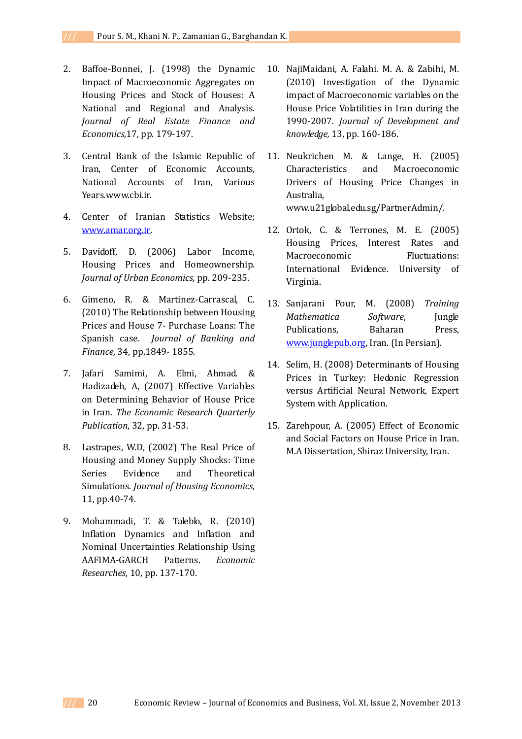2. Baffoe-Bonnei, J. (1998) the Dynamic Impact of Macroeconomic Aggregates on Housing Prices and Stock of Houses: A National and Regional and Analysis. *Journal of Real Estate Finance and Economics*,17, pp. 179-197.

3. Central Bank of the Islamic Republic of Iran, Center of Economic Accounts, National Accounts of Iran, Various Years.www.cbi.ir.

4. Center of Iranian Statistics Website; www.amar.org.ir.

5. Davidoff, D. (2006) Labor Income, Housing Prices and Homeownership. *Journal of Urban Economics,* pp. 209-235.

6. Gimeno, R. & Martinez-Carrascal, C. (2010) The Relationship between Housing Prices and House 7- Purchase Loans: The Spanish case. *Journal of Banking and Finance,* 34, pp.1849- 1855.

7. Jafari Samimi, A. Elmi, Ahmad. & Hadizadeh, A, (2007) Effective Variables on Determining Behavior of House Price in Iran. *The Economic Research Quarterly Publication*, 32, pp. 31-53.

8. Lastrapes, W.D, (2002) The Real Price of Housing and Money Supply Shocks: Time Series Evidence and Theoretical Simulations. *Journal of Housing Economics*, 11, pp.40-74.

9. Mohammadi, T. & Taleblo, R. (2010) Inflation Dynamics and Inflation and Nominal Uncertainties Relationship Using AAFIMA-GARCH Patterns. *Economic Researches*, 10, pp. 137-170.

10. NajiMaidani, A. Falahi. M. A. & Zabihi, M. (2010) Investigation of the Dynamic impact of Macroeconomic variables on the House Price Volatilities in Iran during the 1990-2007. *Journal of Development and knowledge,* 13, pp. 160-186.

11. Neukrichen M. & Lange, H. (2005) Characteristics and Macroeconomic Drivers of Housing Price Changes in Australia, www.u21global.edu.sg/PartnerAdmin/.

12. Ortok, C. & Terrones, M. E. (2005) Housing Prices, Interest Rates and Macroeconomic Fluctuations: International Evidence. University of Virginia.

13. Sanjarani Pour, M. (2008) *Training Mathematica Software*, Jungle Publications, Baharan Press, www.junglepub.org, Iran. (In Persian).

14. Selim, H. (2008) Determinants of Housing Prices in Turkey: Hedonic Regression versus Artificial Neural Network, Expert System with Application.

15. Zarehpour, A. (2005) Effect of Economic and Social Factors on House Price in Iran. M.A Dissertation, Shiraz University, Iran.